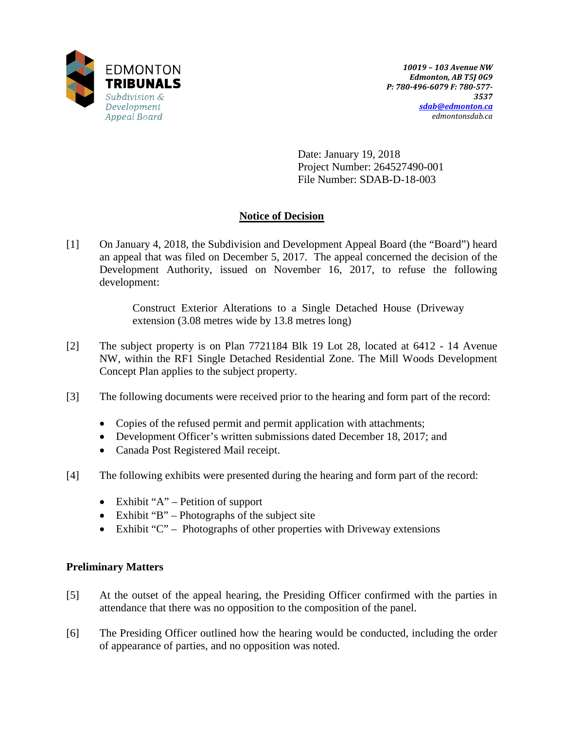EDMONTON
**TRIBUNALS**
*Subdivision & Development Appeal Board*

*10019 – 103 Avenue NW*
*Edmonton, AB T5J 0G9*
*P: 780-496-6079 F: 780-577-3537*
*sdab@edmonton.ca*
*edmontonsdab.ca*

Date: January 19, 2018
Project Number: 264527490-001
File Number: SDAB-D-18-003

## Notice of Decision

[1] On January 4, 2018, the Subdivision and Development Appeal Board (the "Board") heard an appeal that was filed on December 5, 2017. The appeal concerned the decision of the Development Authority, issued on November 16, 2017, to refuse the following development:

> Construct Exterior Alterations to a Single Detached House (Driveway extension (3.08 metres wide by 13.8 metres long)

[2] The subject property is on Plan 7721184 Blk 19 Lot 28, located at 6412 - 14 Avenue NW, within the RF1 Single Detached Residential Zone. The Mill Woods Development Concept Plan applies to the subject property.

[3] The following documents were received prior to the hearing and form part of the record:

- Copies of the refused permit and permit application with attachments;
- Development Officer's written submissions dated December 18, 2017; and
- Canada Post Registered Mail receipt.

[4] The following exhibits were presented during the hearing and form part of the record:

- Exhibit "A" – Petition of support
- Exhibit "B" – Photographs of the subject site
- Exhibit "C" – Photographs of other properties with Driveway extensions

### Preliminary Matters

[5] At the outset of the appeal hearing, the Presiding Officer confirmed with the parties in attendance that there was no opposition to the composition of the panel.

[6] The Presiding Officer outlined how the hearing would be conducted, including the order of appearance of parties, and no opposition was noted.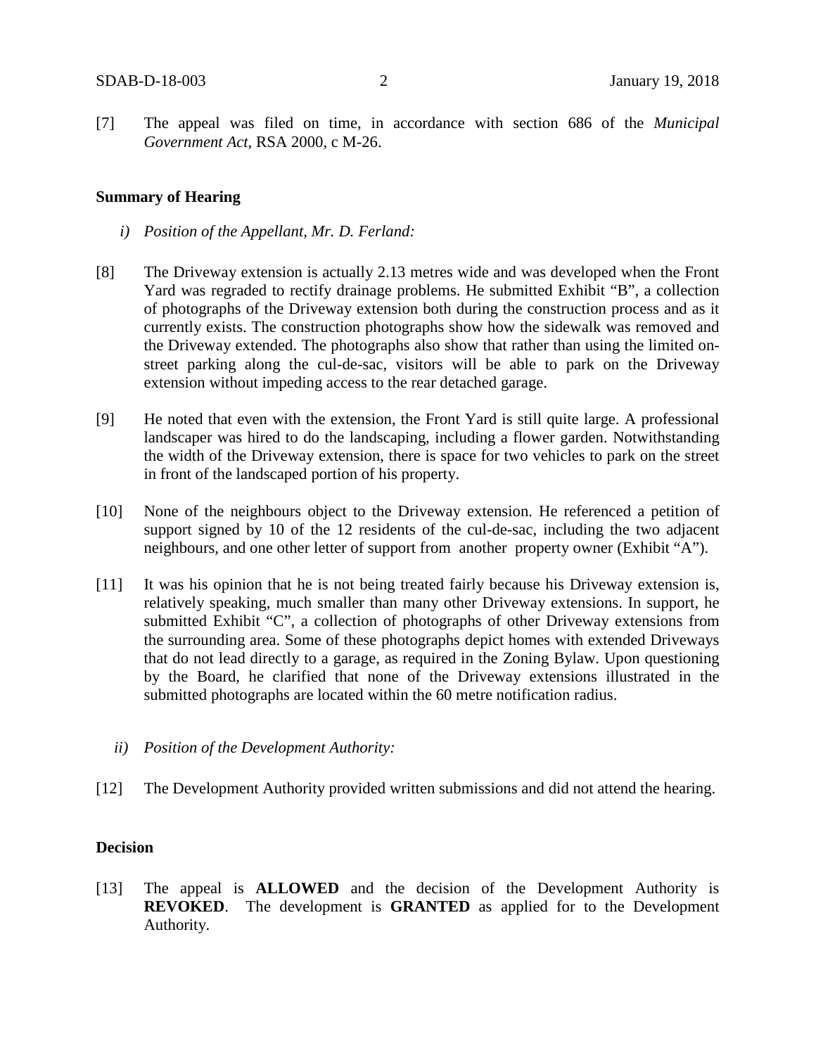[7] The appeal was filed on time, in accordance with section 686 of the *Municipal Government Act*, RSA 2000, c M-26.

## Summary of Hearing

*i) Position of the Appellant, Mr. D. Ferland:*

[8] The Driveway extension is actually 2.13 metres wide and was developed when the Front Yard was regraded to rectify drainage problems. He submitted Exhibit "B", a collection of photographs of the Driveway extension both during the construction process and as it currently exists. The construction photographs show how the sidewalk was removed and the Driveway extended. The photographs also show that rather than using the limited on-street parking along the cul-de-sac, visitors will be able to park on the Driveway extension without impeding access to the rear detached garage.

[9] He noted that even with the extension, the Front Yard is still quite large. A professional landscaper was hired to do the landscaping, including a flower garden. Notwithstanding the width of the Driveway extension, there is space for two vehicles to park on the street in front of the landscaped portion of his property.

[10] None of the neighbours object to the Driveway extension. He referenced a petition of support signed by 10 of the 12 residents of the cul-de-sac, including the two adjacent neighbours, and one other letter of support from another property owner (Exhibit "A").

[11] It was his opinion that he is not being treated fairly because his Driveway extension is, relatively speaking, much smaller than many other Driveway extensions. In support, he submitted Exhibit "C", a collection of photographs of other Driveway extensions from the surrounding area. Some of these photographs depict homes with extended Driveways that do not lead directly to a garage, as required in the Zoning Bylaw. Upon questioning by the Board, he clarified that none of the Driveway extensions illustrated in the submitted photographs are located within the 60 metre notification radius.

*ii) Position of the Development Authority:*

[12] The Development Authority provided written submissions and did not attend the hearing.

## Decision

[13] The appeal is **ALLOWED** and the decision of the Development Authority is **REVOKED**. The development is **GRANTED** as applied for to the Development Authority.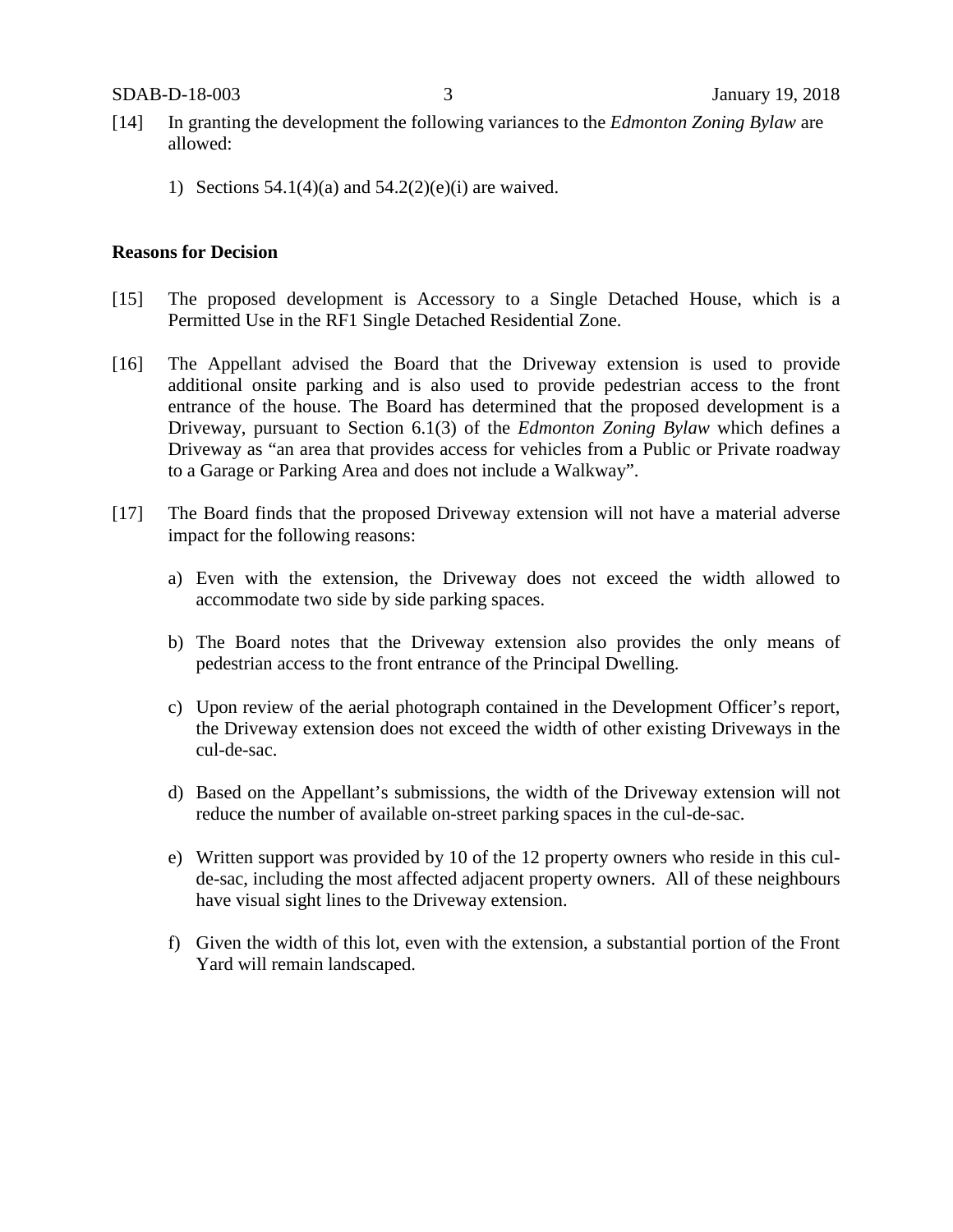[14] In granting the development the following variances to the *Edmonton Zoning Bylaw* are allowed:

1) Sections 54.1(4)(a) and 54.2(2)(e)(i) are waived.

**Reasons for Decision**

[15] The proposed development is Accessory to a Single Detached House, which is a Permitted Use in the RF1 Single Detached Residential Zone.

[16] The Appellant advised the Board that the Driveway extension is used to provide additional onsite parking and is also used to provide pedestrian access to the front entrance of the house. The Board has determined that the proposed development is a Driveway, pursuant to Section 6.1(3) of the *Edmonton Zoning Bylaw* which defines a Driveway as "an area that provides access for vehicles from a Public or Private roadway to a Garage or Parking Area and does not include a Walkway".

[17] The Board finds that the proposed Driveway extension will not have a material adverse impact for the following reasons:

a) Even with the extension, the Driveway does not exceed the width allowed to accommodate two side by side parking spaces.

b) The Board notes that the Driveway extension also provides the only means of pedestrian access to the front entrance of the Principal Dwelling.

c) Upon review of the aerial photograph contained in the Development Officer's report, the Driveway extension does not exceed the width of other existing Driveways in the cul-de-sac.

d) Based on the Appellant's submissions, the width of the Driveway extension will not reduce the number of available on-street parking spaces in the cul-de-sac.

e) Written support was provided by 10 of the 12 property owners who reside in this cul-de-sac, including the most affected adjacent property owners. All of these neighbours have visual sight lines to the Driveway extension.

f) Given the width of this lot, even with the extension, a substantial portion of the Front Yard will remain landscaped.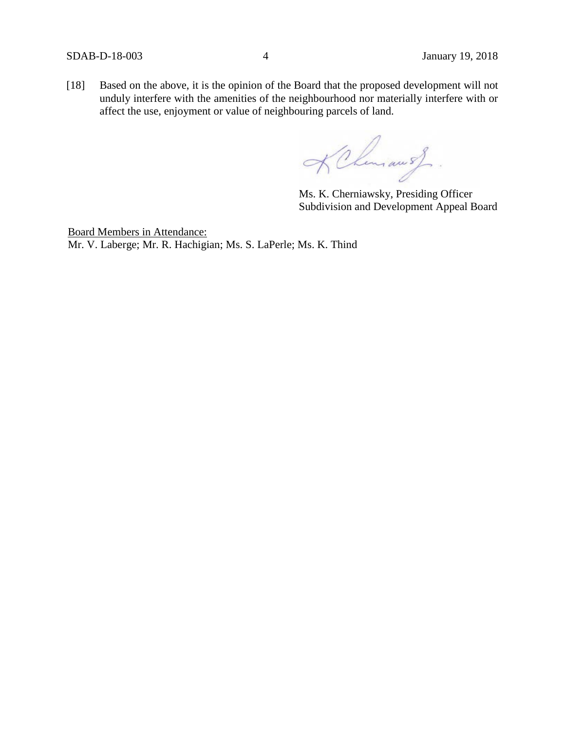[18] Based on the above, it is the opinion of the Board that the proposed development will not unduly interfere with the amenities of the neighbourhood nor materially interfere with or affect the use, enjoyment or value of neighbouring parcels of land.

Ms. K. Cherniawsky, Presiding Officer
Subdivision and Development Appeal Board

Board Members in Attendance:
Mr. V. Laberge; Mr. R. Hachigian; Ms. S. LaPerle; Ms. K. Thind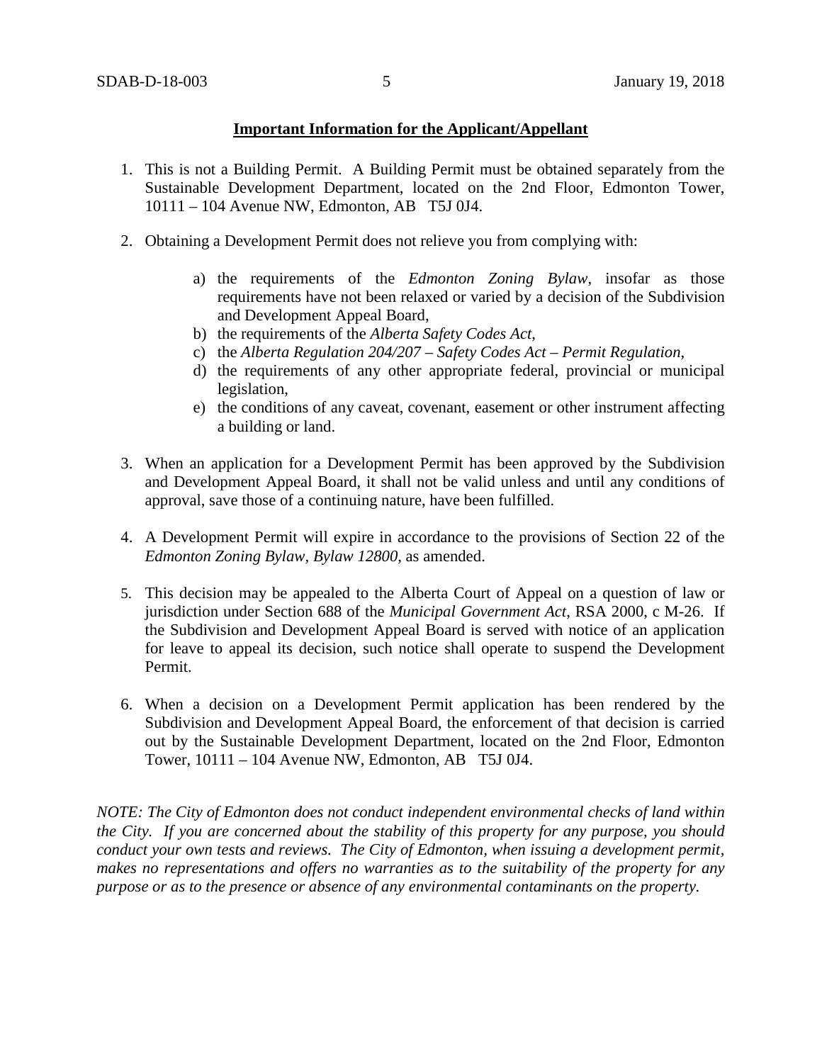**Important Information for the Applicant/Appellant**

1. This is not a Building Permit. A Building Permit must be obtained separately from the Sustainable Development Department, located on the 2nd Floor, Edmonton Tower, 10111 – 104 Avenue NW, Edmonton, AB T5J 0J4.

2. Obtaining a Development Permit does not relieve you from complying with:

    a) the requirements of the *Edmonton Zoning Bylaw*, insofar as those requirements have not been relaxed or varied by a decision of the Subdivision and Development Appeal Board,
    b) the requirements of the *Alberta Safety Codes Act*,
    c) the *Alberta Regulation 204/207 – Safety Codes Act – Permit Regulation*,
    d) the requirements of any other appropriate federal, provincial or municipal legislation,
    e) the conditions of any caveat, covenant, easement or other instrument affecting a building or land.

3. When an application for a Development Permit has been approved by the Subdivision and Development Appeal Board, it shall not be valid unless and until any conditions of approval, save those of a continuing nature, have been fulfilled.

4. A Development Permit will expire in accordance to the provisions of Section 22 of the *Edmonton Zoning Bylaw, Bylaw 12800*, as amended.

5. This decision may be appealed to the Alberta Court of Appeal on a question of law or jurisdiction under Section 688 of the *Municipal Government Act*, RSA 2000, c M-26. If the Subdivision and Development Appeal Board is served with notice of an application for leave to appeal its decision, such notice shall operate to suspend the Development Permit.

6. When a decision on a Development Permit application has been rendered by the Subdivision and Development Appeal Board, the enforcement of that decision is carried out by the Sustainable Development Department, located on the 2nd Floor, Edmonton Tower, 10111 – 104 Avenue NW, Edmonton, AB T5J 0J4.

*NOTE: The City of Edmonton does not conduct independent environmental checks of land within the City. If you are concerned about the stability of this property for any purpose, you should conduct your own tests and reviews. The City of Edmonton, when issuing a development permit, makes no representations and offers no warranties as to the suitability of the property for any purpose or as to the presence or absence of any environmental contaminants on the property.*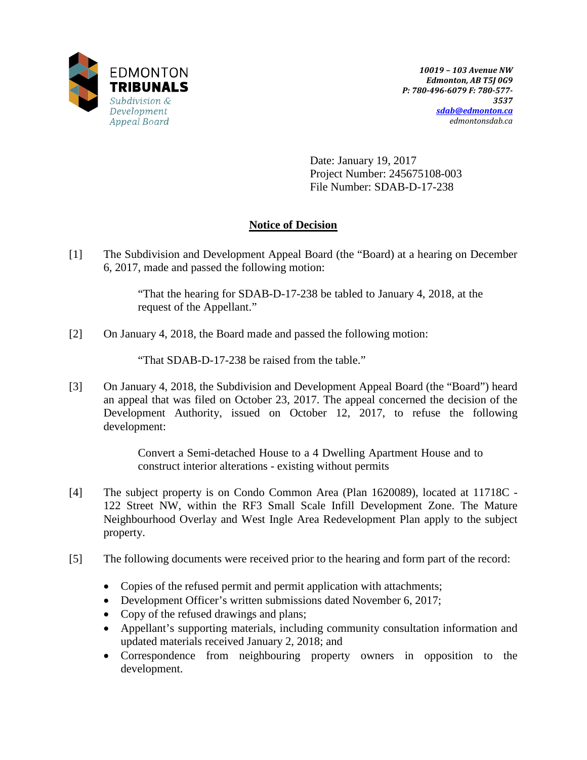EDMONTON
**TRIBUNALS**
*Subdivision & Development Appeal Board*

***10019 – 103 Avenue NW***
***Edmonton, AB T5J 0G9***
***P: 780-496-6079 F: 780-577-3537***
***sdab@edmonton.ca***
*edmontonsdab.ca*

Date: January 19, 2017
Project Number: 245675108-003
File Number: SDAB-D-17-238

## Notice of Decision

[1] The Subdivision and Development Appeal Board (the "Board) at a hearing on December 6, 2017, made and passed the following motion:

> "That the hearing for SDAB-D-17-238 be tabled to January 4, 2018, at the request of the Appellant."

[2] On January 4, 2018, the Board made and passed the following motion:

> "That SDAB-D-17-238 be raised from the table."

[3] On January 4, 2018, the Subdivision and Development Appeal Board (the "Board") heard an appeal that was filed on October 23, 2017. The appeal concerned the decision of the Development Authority, issued on October 12, 2017, to refuse the following development:

> Convert a Semi-detached House to a 4 Dwelling Apartment House and to construct interior alterations - existing without permits

[4] The subject property is on Condo Common Area (Plan 1620089), located at 11718C - 122 Street NW, within the RF3 Small Scale Infill Development Zone. The Mature Neighbourhood Overlay and West Ingle Area Redevelopment Plan apply to the subject property.

[5] The following documents were received prior to the hearing and form part of the record:

- Copies of the refused permit and permit application with attachments;
- Development Officer's written submissions dated November 6, 2017;
- Copy of the refused drawings and plans;
- Appellant's supporting materials, including community consultation information and updated materials received January 2, 2018; and
- Correspondence from neighbouring property owners in opposition to the development.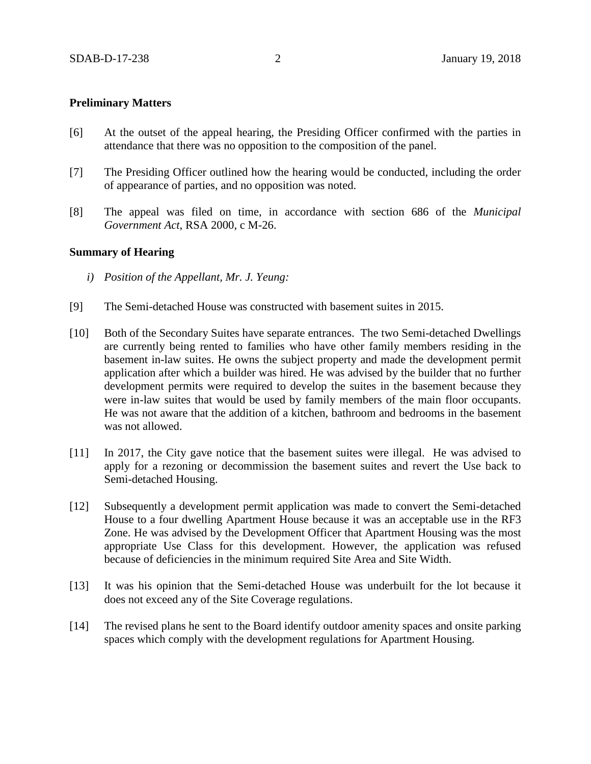**Preliminary Matters**

[6] At the outset of the appeal hearing, the Presiding Officer confirmed with the parties in attendance that there was no opposition to the composition of the panel.

[7] The Presiding Officer outlined how the hearing would be conducted, including the order of appearance of parties, and no opposition was noted.

[8] The appeal was filed on time, in accordance with section 686 of the *Municipal Government Act*, RSA 2000, c M-26.

**Summary of Hearing**

*i) Position of the Appellant, Mr. J. Yeung:*

[9] The Semi-detached House was constructed with basement suites in 2015.

[10] Both of the Secondary Suites have separate entrances. The two Semi-detached Dwellings are currently being rented to families who have other family members residing in the basement in-law suites. He owns the subject property and made the development permit application after which a builder was hired. He was advised by the builder that no further development permits were required to develop the suites in the basement because they were in-law suites that would be used by family members of the main floor occupants. He was not aware that the addition of a kitchen, bathroom and bedrooms in the basement was not allowed.

[11] In 2017, the City gave notice that the basement suites were illegal. He was advised to apply for a rezoning or decommission the basement suites and revert the Use back to Semi-detached Housing.

[12] Subsequently a development permit application was made to convert the Semi-detached House to a four dwelling Apartment House because it was an acceptable use in the RF3 Zone. He was advised by the Development Officer that Apartment Housing was the most appropriate Use Class for this development. However, the application was refused because of deficiencies in the minimum required Site Area and Site Width.

[13] It was his opinion that the Semi-detached House was underbuilt for the lot because it does not exceed any of the Site Coverage regulations.

[14] The revised plans he sent to the Board identify outdoor amenity spaces and onsite parking spaces which comply with the development regulations for Apartment Housing.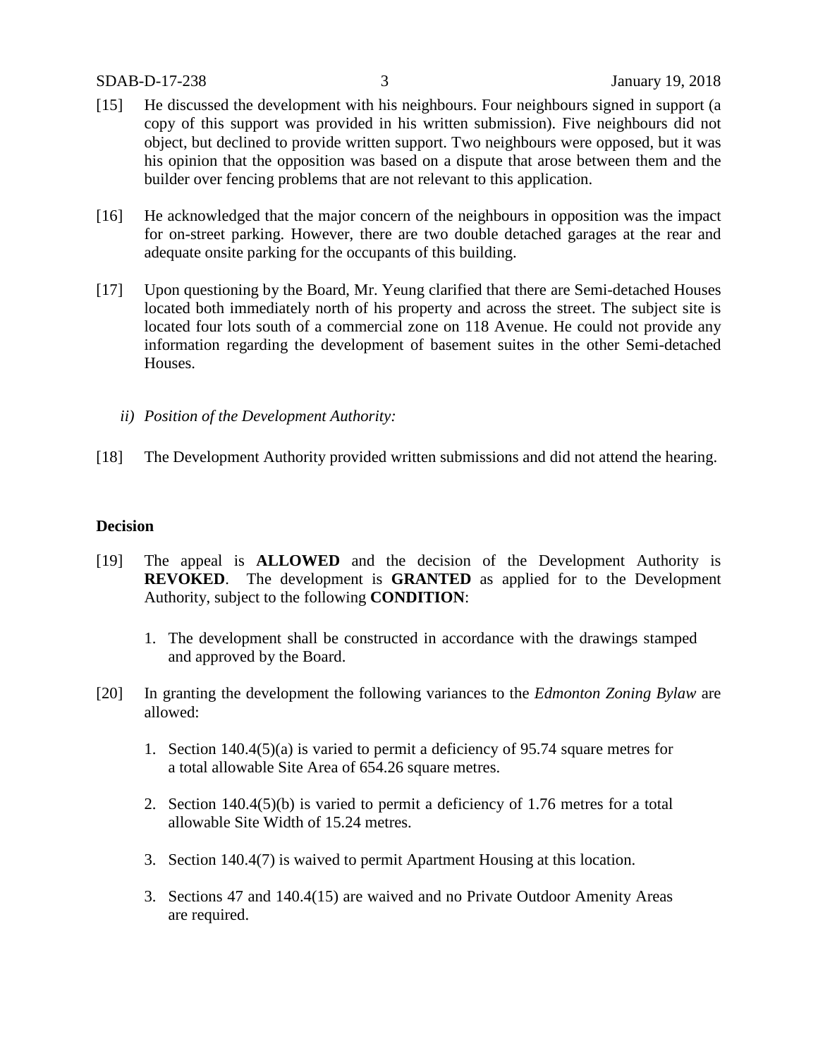[15] He discussed the development with his neighbours. Four neighbours signed in support (a copy of this support was provided in his written submission). Five neighbours did not object, but declined to provide written support. Two neighbours were opposed, but it was his opinion that the opposition was based on a dispute that arose between them and the builder over fencing problems that are not relevant to this application.

[16] He acknowledged that the major concern of the neighbours in opposition was the impact for on-street parking. However, there are two double detached garages at the rear and adequate onsite parking for the occupants of this building.

[17] Upon questioning by the Board, Mr. Yeung clarified that there are Semi-detached Houses located both immediately north of his property and across the street. The subject site is located four lots south of a commercial zone on 118 Avenue. He could not provide any information regarding the development of basement suites in the other Semi-detached Houses.

*ii) Position of the Development Authority:*

[18] The Development Authority provided written submissions and did not attend the hearing.

**Decision**

[19] The appeal is **ALLOWED** and the decision of the Development Authority is **REVOKED**. The development is **GRANTED** as applied for to the Development Authority, subject to the following **CONDITION**:

1. The development shall be constructed in accordance with the drawings stamped and approved by the Board.

[20] In granting the development the following variances to the *Edmonton Zoning Bylaw* are allowed:

1. Section 140.4(5)(a) is varied to permit a deficiency of 95.74 square metres for a total allowable Site Area of 654.26 square metres.
2. Section 140.4(5)(b) is varied to permit a deficiency of 1.76 metres for a total allowable Site Width of 15.24 metres.
3. Section 140.4(7) is waived to permit Apartment Housing at this location.
3. Sections 47 and 140.4(15) are waived and no Private Outdoor Amenity Areas are required.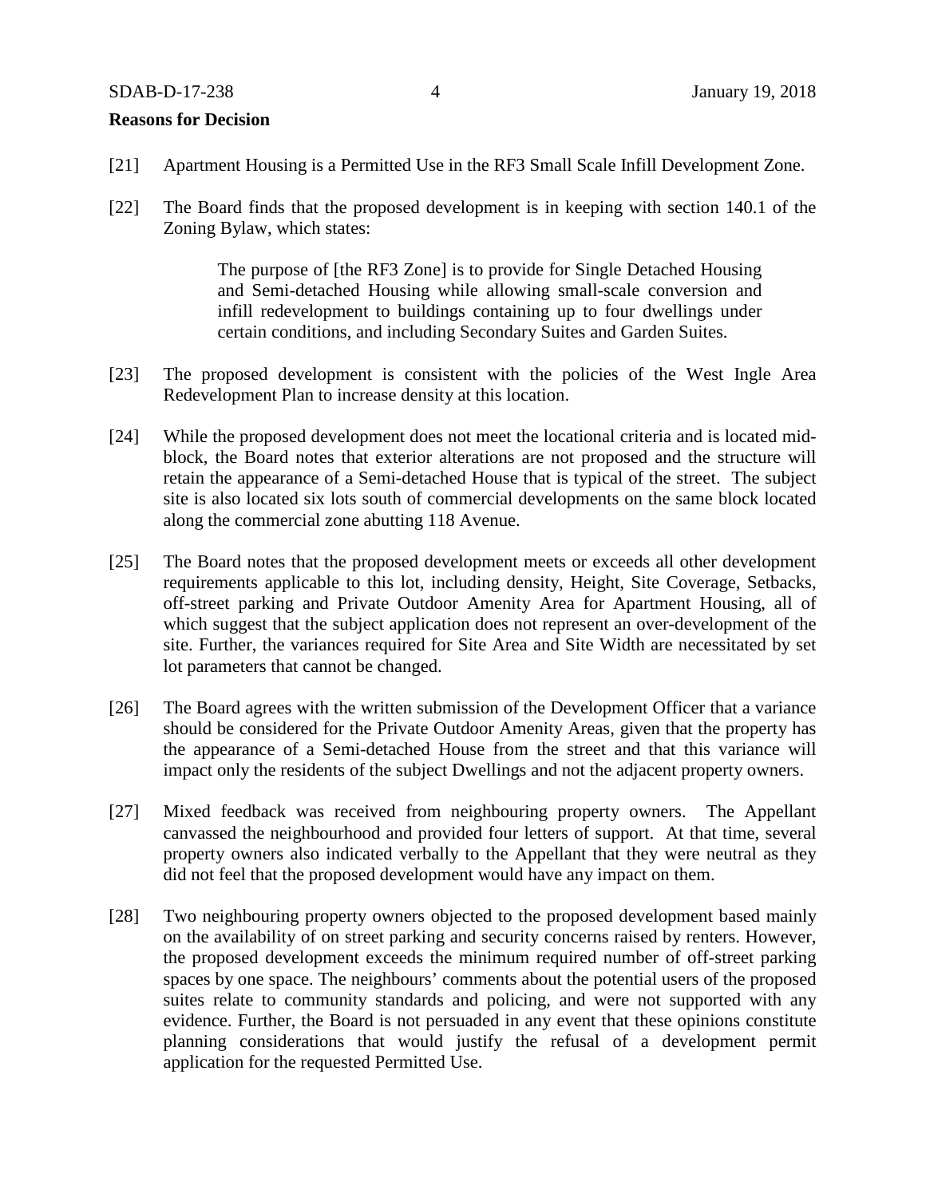**Reasons for Decision**

[21] Apartment Housing is a Permitted Use in the RF3 Small Scale Infill Development Zone.

[22] The Board finds that the proposed development is in keeping with section 140.1 of the Zoning Bylaw, which states:

> The purpose of [the RF3 Zone] is to provide for Single Detached Housing and Semi-detached Housing while allowing small-scale conversion and infill redevelopment to buildings containing up to four dwellings under certain conditions, and including Secondary Suites and Garden Suites.

[23] The proposed development is consistent with the policies of the West Ingle Area Redevelopment Plan to increase density at this location.

[24] While the proposed development does not meet the locational criteria and is located mid-block, the Board notes that exterior alterations are not proposed and the structure will retain the appearance of a Semi-detached House that is typical of the street. The subject site is also located six lots south of commercial developments on the same block located along the commercial zone abutting 118 Avenue.

[25] The Board notes that the proposed development meets or exceeds all other development requirements applicable to this lot, including density, Height, Site Coverage, Setbacks, off-street parking and Private Outdoor Amenity Area for Apartment Housing, all of which suggest that the subject application does not represent an over-development of the site. Further, the variances required for Site Area and Site Width are necessitated by set lot parameters that cannot be changed.

[26] The Board agrees with the written submission of the Development Officer that a variance should be considered for the Private Outdoor Amenity Areas, given that the property has the appearance of a Semi-detached House from the street and that this variance will impact only the residents of the subject Dwellings and not the adjacent property owners.

[27] Mixed feedback was received from neighbouring property owners. The Appellant canvassed the neighbourhood and provided four letters of support. At that time, several property owners also indicated verbally to the Appellant that they were neutral as they did not feel that the proposed development would have any impact on them.

[28] Two neighbouring property owners objected to the proposed development based mainly on the availability of on street parking and security concerns raised by renters. However, the proposed development exceeds the minimum required number of off-street parking spaces by one space. The neighbours' comments about the potential users of the proposed suites relate to community standards and policing, and were not supported with any evidence. Further, the Board is not persuaded in any event that these opinions constitute planning considerations that would justify the refusal of a development permit application for the requested Permitted Use.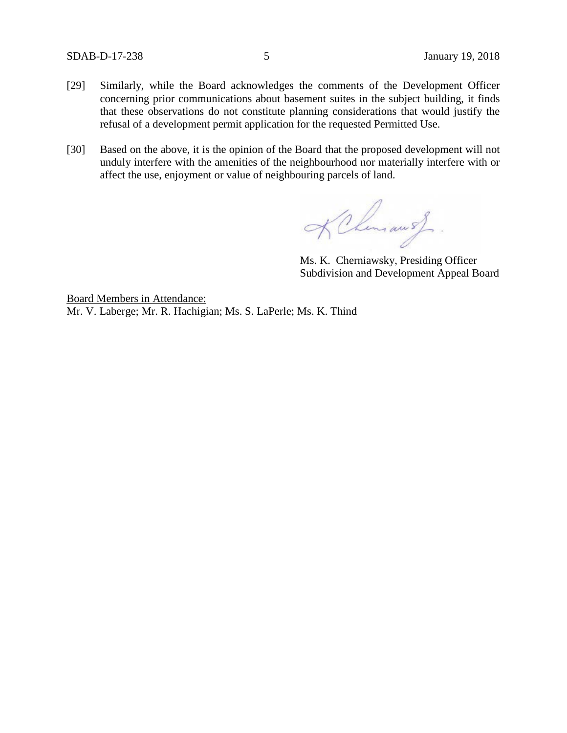[29] Similarly, while the Board acknowledges the comments of the Development Officer concerning prior communications about basement suites in the subject building, it finds that these observations do not constitute planning considerations that would justify the refusal of a development permit application for the requested Permitted Use.

[30] Based on the above, it is the opinion of the Board that the proposed development will not unduly interfere with the amenities of the neighbourhood nor materially interfere with or affect the use, enjoyment or value of neighbouring parcels of land.

Ms. K. Cherniawsky, Presiding Officer
Subdivision and Development Appeal Board

Board Members in Attendance:
Mr. V. Laberge; Mr. R. Hachigian; Ms. S. LaPerle; Ms. K. Thind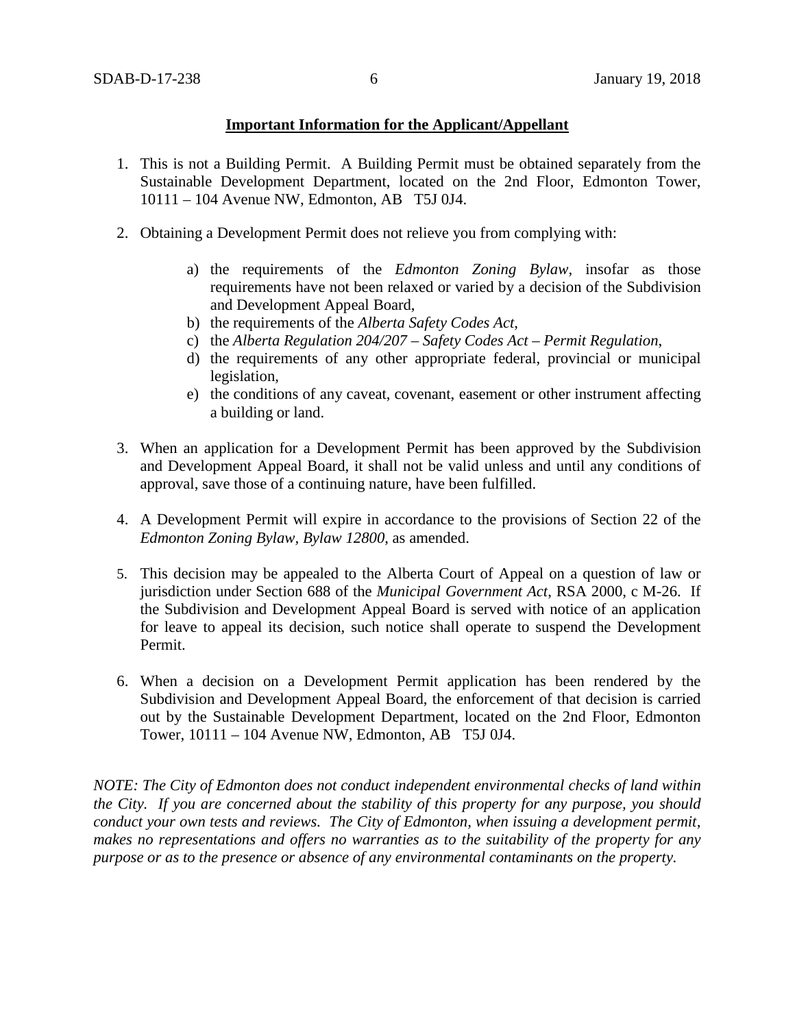**Important Information for the Applicant/Appellant**

1. This is not a Building Permit. A Building Permit must be obtained separately from the Sustainable Development Department, located on the 2nd Floor, Edmonton Tower, 10111 – 104 Avenue NW, Edmonton, AB T5J 0J4.

2. Obtaining a Development Permit does not relieve you from complying with:

    a) the requirements of the *Edmonton Zoning Bylaw*, insofar as those requirements have not been relaxed or varied by a decision of the Subdivision and Development Appeal Board,
    b) the requirements of the *Alberta Safety Codes Act*,
    c) the *Alberta Regulation 204/207 – Safety Codes Act – Permit Regulation*,
    d) the requirements of any other appropriate federal, provincial or municipal legislation,
    e) the conditions of any caveat, covenant, easement or other instrument affecting a building or land.

3. When an application for a Development Permit has been approved by the Subdivision and Development Appeal Board, it shall not be valid unless and until any conditions of approval, save those of a continuing nature, have been fulfilled.

4. A Development Permit will expire in accordance to the provisions of Section 22 of the *Edmonton Zoning Bylaw, Bylaw 12800*, as amended.

5. This decision may be appealed to the Alberta Court of Appeal on a question of law or jurisdiction under Section 688 of the *Municipal Government Act*, RSA 2000, c M-26. If the Subdivision and Development Appeal Board is served with notice of an application for leave to appeal its decision, such notice shall operate to suspend the Development Permit.

6. When a decision on a Development Permit application has been rendered by the Subdivision and Development Appeal Board, the enforcement of that decision is carried out by the Sustainable Development Department, located on the 2nd Floor, Edmonton Tower, 10111 – 104 Avenue NW, Edmonton, AB T5J 0J4.

*NOTE: The City of Edmonton does not conduct independent environmental checks of land within the City. If you are concerned about the stability of this property for any purpose, you should conduct your own tests and reviews. The City of Edmonton, when issuing a development permit, makes no representations and offers no warranties as to the suitability of the property for any purpose or as to the presence or absence of any environmental contaminants on the property.*